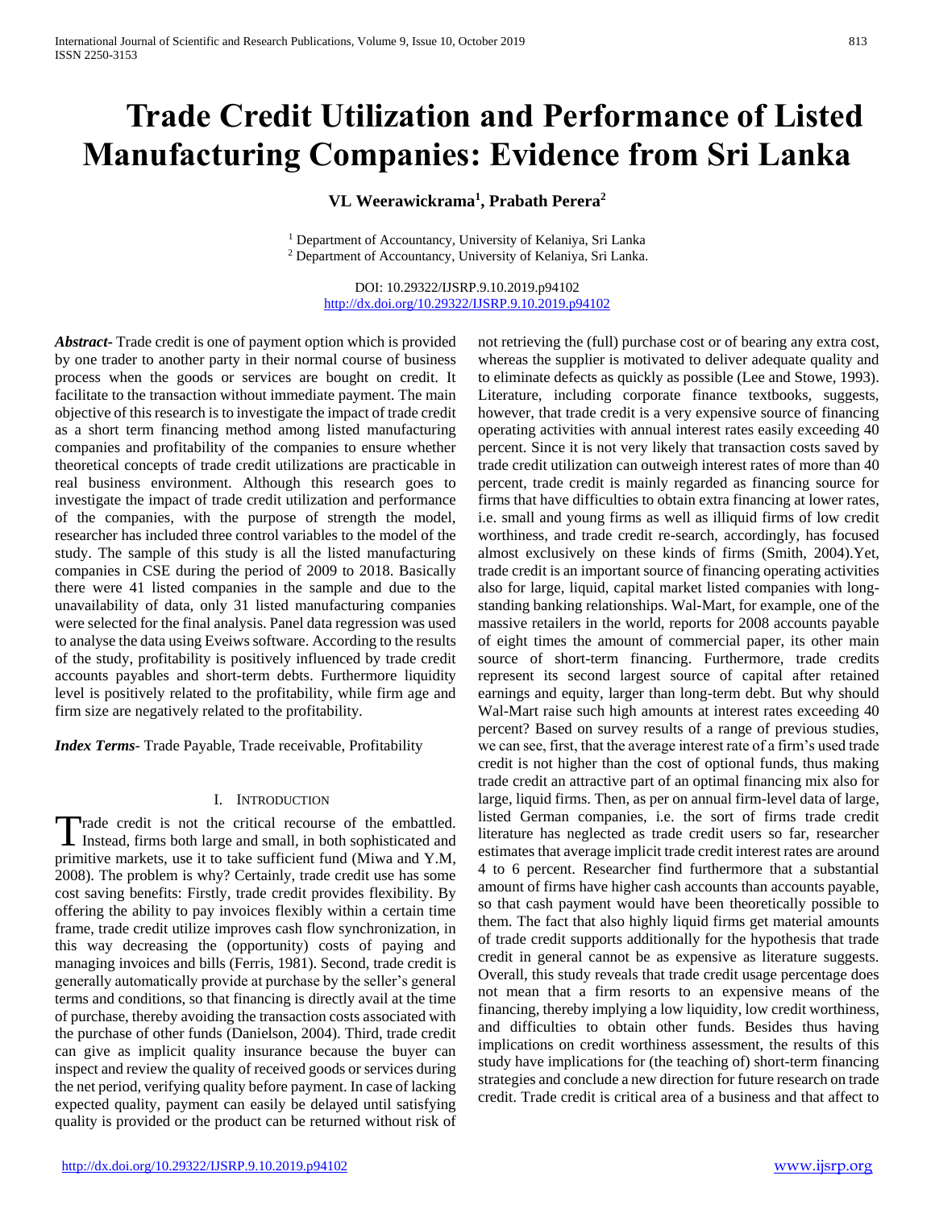# Trade Credit Utilization and Performance of Listed Manufacturing Companies: Evidence from Sri Lanka

**VL Weerawickrama[1], Prabath Perera[2]**

[1] Department of Accountancy, University of Kelaniya, Sri Lanka
[2] Department of Accountancy, University of Kelaniya, Sri Lanka.

DOI: 10.29322/IJSRP.9.10.2019.p94102
http://dx.doi.org/10.29322/IJSRP.9.10.2019.p94102

***Abstract-*** Trade credit is one of payment option which is provided by one trader to another party in their normal course of business process when the goods or services are bought on credit. It facilitate to the transaction without immediate payment. The main objective of this research is to investigate the impact of trade credit as a short term financing method among listed manufacturing companies and profitability of the companies to ensure whether theoretical concepts of trade credit utilizations are practicable in real business environment. Although this research goes to investigate the impact of trade credit utilization and performance of the companies, with the purpose of strength the model, researcher has included three control variables to the model of the study. The sample of this study is all the listed manufacturing companies in CSE during the period of 2009 to 2018. Basically there were 41 listed companies in the sample and due to the unavailability of data, only 31 listed manufacturing companies were selected for the final analysis. Panel data regression was used to analyse the data using Eveiws software. According to the results of the study, profitability is positively influenced by trade credit accounts payables and short-term debts. Furthermore liquidity level is positively related to the profitability, while firm age and firm size are negatively related to the profitability.

***Index Terms*****-** Trade Payable, Trade receivable, Profitability

## I. Introduction

Trade credit is not the critical recourse of the embattled. Instead, firms both large and small, in both sophisticated and primitive markets, use it to take sufficient fund (Miwa and Y.M, 2008). The problem is why? Certainly, trade credit use has some cost saving benefits: Firstly, trade credit provides flexibility. By offering the ability to pay invoices flexibly within a certain time frame, trade credit utilize improves cash flow synchronization, in this way decreasing the (opportunity) costs of paying and managing invoices and bills (Ferris, 1981). Second, trade credit is generally automatically provide at purchase by the seller's general terms and conditions, so that financing is directly avail at the time of purchase, thereby avoiding the transaction costs associated with the purchase of other funds (Danielson, 2004). Third, trade credit can give as implicit quality insurance because the buyer can inspect and review the quality of received goods or services during the net period, verifying quality before payment. In case of lacking expected quality, payment can easily be delayed until satisfying quality is provided or the product can be returned without risk of not retrieving the (full) purchase cost or of bearing any extra cost, whereas the supplier is motivated to deliver adequate quality and to eliminate defects as quickly as possible (Lee and Stowe, 1993). Literature, including corporate finance textbooks, suggests, however, that trade credit is a very expensive source of financing operating activities with annual interest rates easily exceeding 40 percent. Since it is not very likely that transaction costs saved by trade credit utilization can outweigh interest rates of more than 40 percent, trade credit is mainly regarded as financing source for firms that have difficulties to obtain extra financing at lower rates, i.e. small and young firms as well as illiquid firms of low credit worthiness, and trade credit re-search, accordingly, has focused almost exclusively on these kinds of firms (Smith, 2004).Yet, trade credit is an important source of financing operating activities also for large, liquid, capital market listed companies with long-standing banking relationships. Wal-Mart, for example, one of the massive retailers in the world, reports for 2008 accounts payable of eight times the amount of commercial paper, its other main source of short-term financing. Furthermore, trade credits represent its second largest source of capital after retained earnings and equity, larger than long-term debt. But why should Wal-Mart raise such high amounts at interest rates exceeding 40 percent? Based on survey results of a range of previous studies, we can see, first, that the average interest rate of a firm's used trade credit is not higher than the cost of optional funds, thus making trade credit an attractive part of an optimal financing mix also for large, liquid firms. Then, as per on annual firm-level data of large, listed German companies, i.e. the sort of firms trade credit literature has neglected as trade credit users so far, researcher estimates that average implicit trade credit interest rates are around 4 to 6 percent. Researcher find furthermore that a substantial amount of firms have higher cash accounts than accounts payable, so that cash payment would have been theoretically possible to them. The fact that also highly liquid firms get material amounts of trade credit supports additionally for the hypothesis that trade credit in general cannot be as expensive as literature suggests. Overall, this study reveals that trade credit usage percentage does not mean that a firm resorts to an expensive means of the financing, thereby implying a low liquidity, low credit worthiness, and difficulties to obtain other funds. Besides thus having implications on credit worthiness assessment, the results of this study have implications for (the teaching of) short-term financing strategies and conclude a new direction for future research on trade credit. Trade credit is critical area of a business and that affect to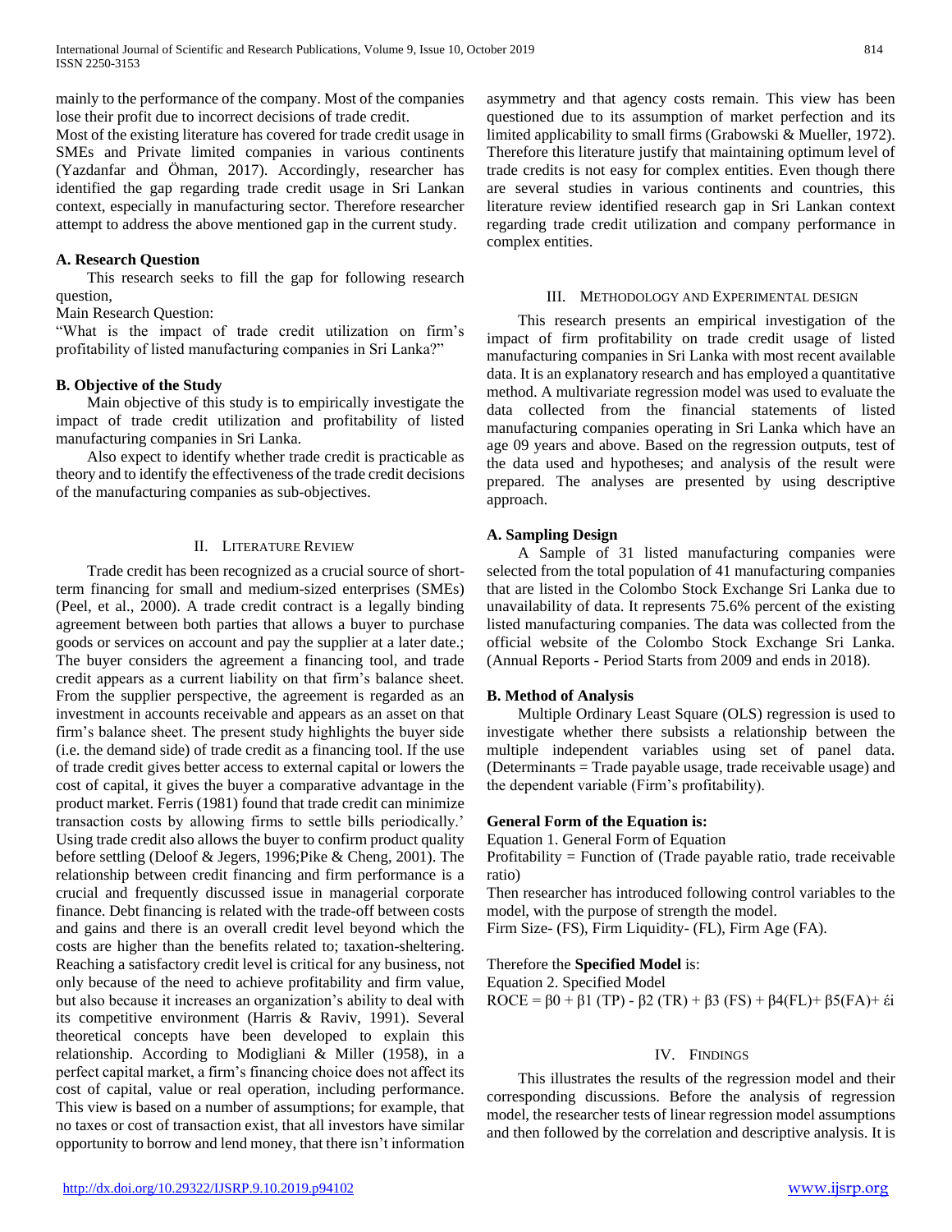mainly to the performance of the company. Most of the companies lose their profit due to incorrect decisions of trade credit.

Most of the existing literature has covered for trade credit usage in SMEs and Private limited companies in various continents (Yazdanfar and Öhman, 2017). Accordingly, researcher has identified the gap regarding trade credit usage in Sri Lankan context, especially in manufacturing sector. Therefore researcher attempt to address the above mentioned gap in the current study.

### A. Research Question

This research seeks to fill the gap for following research question,

Main Research Question:

"What is the impact of trade credit utilization on firm's profitability of listed manufacturing companies in Sri Lanka?"

### B. Objective of the Study

Main objective of this study is to empirically investigate the impact of trade credit utilization and profitability of listed manufacturing companies in Sri Lanka.

Also expect to identify whether trade credit is practicable as theory and to identify the effectiveness of the trade credit decisions of the manufacturing companies as sub-objectives.

## II. Literature Review

Trade credit has been recognized as a crucial source of short-term financing for small and medium-sized enterprises (SMEs) (Peel, et al., 2000). A trade credit contract is a legally binding agreement between both parties that allows a buyer to purchase goods or services on account and pay the supplier at a later date.; The buyer considers the agreement a financing tool, and trade credit appears as a current liability on that firm's balance sheet. From the supplier perspective, the agreement is regarded as an investment in accounts receivable and appears as an asset on that firm's balance sheet. The present study highlights the buyer side (i.e. the demand side) of trade credit as a financing tool. If the use of trade credit gives better access to external capital or lowers the cost of capital, it gives the buyer a comparative advantage in the product market. Ferris (1981) found that trade credit can minimize transaction costs by allowing firms to settle bills periodically.' Using trade credit also allows the buyer to confirm product quality before settling (Deloof & Jegers, 1996;Pike & Cheng, 2001). The relationship between credit financing and firm performance is a crucial and frequently discussed issue in managerial corporate finance. Debt financing is related with the trade-off between costs and gains and there is an overall credit level beyond which the costs are higher than the benefits related to; taxation-sheltering. Reaching a satisfactory credit level is critical for any business, not only because of the need to achieve profitability and firm value, but also because it increases an organization's ability to deal with its competitive environment (Harris & Raviv, 1991). Several theoretical concepts have been developed to explain this relationship. According to Modigliani & Miller (1958), in a perfect capital market, a firm's financing choice does not affect its cost of capital, value or real operation, including performance. This view is based on a number of assumptions; for example, that no taxes or cost of transaction exist, that all investors have similar opportunity to borrow and lend money, that there isn't information asymmetry and that agency costs remain. This view has been questioned due to its assumption of market perfection and its limited applicability to small firms (Grabowski & Mueller, 1972). Therefore this literature justify that maintaining optimum level of trade credits is not easy for complex entities. Even though there are several studies in various continents and countries, this literature review identified research gap in Sri Lankan context regarding trade credit utilization and company performance in complex entities.

## III. Methodology and Experimental design

This research presents an empirical investigation of the impact of firm profitability on trade credit usage of listed manufacturing companies in Sri Lanka with most recent available data. It is an explanatory research and has employed a quantitative method. A multivariate regression model was used to evaluate the data collected from the financial statements of listed manufacturing companies operating in Sri Lanka which have an age 09 years and above. Based on the regression outputs, test of the data used and hypotheses; and analysis of the result were prepared. The analyses are presented by using descriptive approach.

### A. Sampling Design

A Sample of 31 listed manufacturing companies were selected from the total population of 41 manufacturing companies that are listed in the Colombo Stock Exchange Sri Lanka due to unavailability of data. It represents 75.6% percent of the existing listed manufacturing companies. The data was collected from the official website of the Colombo Stock Exchange Sri Lanka. (Annual Reports - Period Starts from 2009 and ends in 2018).

### B. Method of Analysis

Multiple Ordinary Least Square (OLS) regression is used to investigate whether there subsists a relationship between the multiple independent variables using set of panel data. (Determinants = Trade payable usage, trade receivable usage) and the dependent variable (Firm's profitability).

**General Form of the Equation is:**

Equation 1. General Form of Equation

Profitability = Function of (Trade payable ratio, trade receivable ratio)

Then researcher has introduced following control variables to the model, with the purpose of strength the model.

Firm Size- (FS), Firm Liquidity- (FL), Firm Age (FA).

Therefore the **Specified Model** is:

Equation 2. Specified Model

$$ROCE = \beta_0 + \beta_1 (TP) - \beta_2 (TR) + \beta_3 (FS) + \beta_4(FL) + \beta_5(FA) + \acute{\epsilon}i$$

## IV. Findings

This illustrates the results of the regression model and their corresponding discussions. Before the analysis of regression model, the researcher tests of linear regression model assumptions and then followed by the correlation and descriptive analysis. It is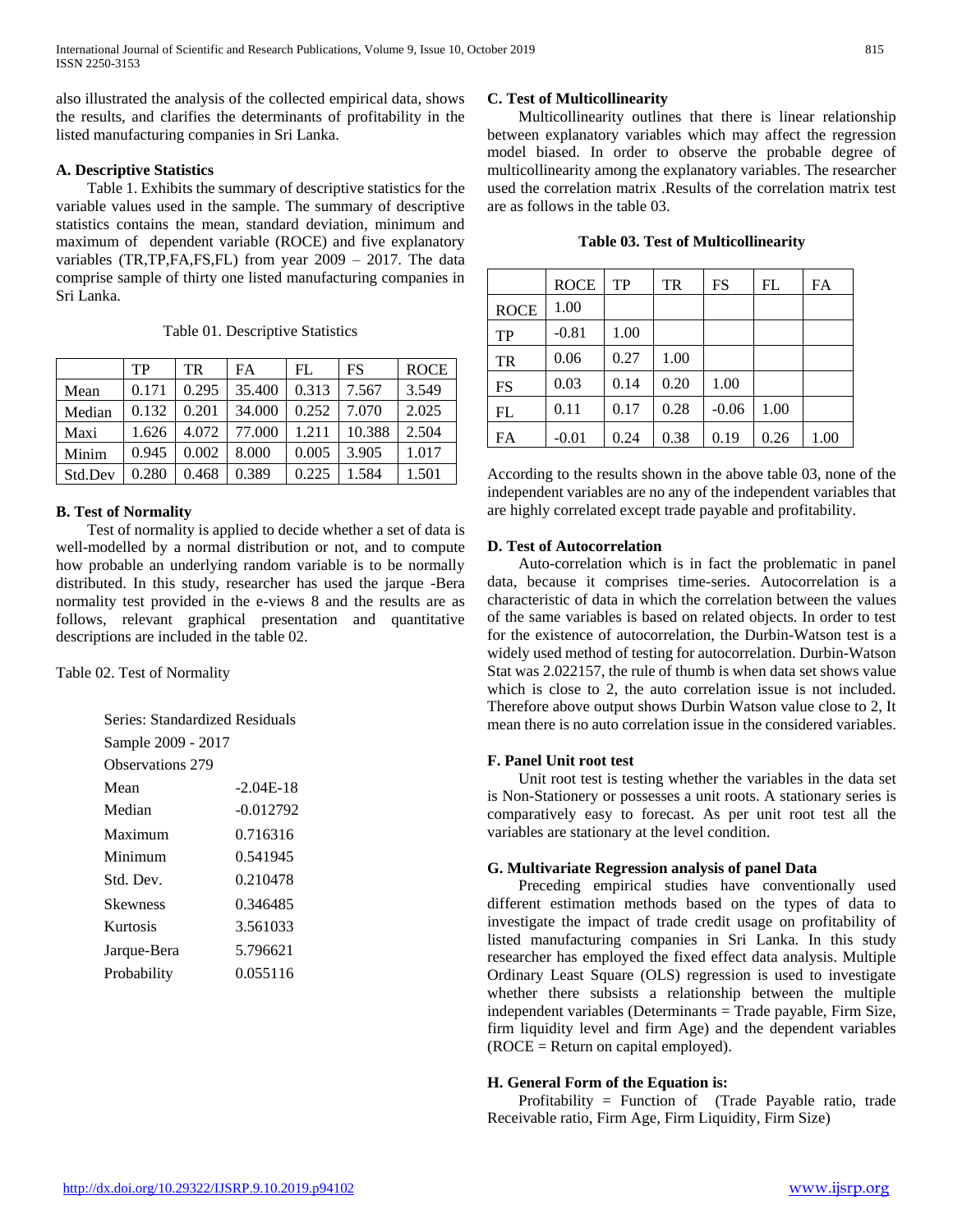also illustrated the analysis of the collected empirical data, shows the results, and clarifies the determinants of profitability in the listed manufacturing companies in Sri Lanka.

### A. Descriptive Statistics

Table 1. Exhibits the summary of descriptive statistics for the variable values used in the sample. The summary of descriptive statistics contains the mean, standard deviation, minimum and maximum of dependent variable (ROCE) and five explanatory variables (TR,TP,FA,FS,FL) from year 2009 – 2017. The data comprise sample of thirty one listed manufacturing companies in Sri Lanka.

Table 01. Descriptive Statistics

| | TP | TR | FA | FL | FS | ROCE |
|---|---|---|---|---|---|---|
| Mean | 0.171 | 0.295 | 35.400 | 0.313 | 7.567 | 3.549 |
| Median | 0.132 | 0.201 | 34.000 | 0.252 | 7.070 | 2.025 |
| Maxi | 1.626 | 4.072 | 77.000 | 1.211 | 10.388 | 2.504 |
| Minim | 0.945 | 0.002 | 8.000 | 0.005 | 3.905 | 1.017 |
| Std.Dev | 0.280 | 0.468 | 0.389 | 0.225 | 1.584 | 1.501 |

### B. Test of Normality

Test of normality is applied to decide whether a set of data is well-modelled by a normal distribution or not, and to compute how probable an underlying random variable is to be normally distributed. In this study, researcher has used the jarque -Bera normality test provided in the e-views 8 and the results are as follows, relevant graphical presentation and quantitative descriptions are included in the table 02.

Table 02. Test of Normality

| Series: Standardized Residuals | |
|---|---|
| Sample 2009 - 2017 | |
| Observations 279 | |
| Mean | -2.04E-18 |
| Median | -0.012792 |
| Maximum | 0.716316 |
| Minimum | 0.541945 |
| Std. Dev. | 0.210478 |
| Skewness | 0.346485 |
| Kurtosis | 3.561033 |
| Jarque-Bera | 5.796621 |
| Probability | 0.055116 |

### C. Test of Multicollinearity

Multicollinearity outlines that there is linear relationship between explanatory variables which may affect the regression model biased. In order to observe the probable degree of multicollinearity among the explanatory variables. The researcher used the correlation matrix .Results of the correlation matrix test are as follows in the table 03.

**Table 03. Test of Multicollinearity**

| | ROCE | TP | TR | FS | FL | FA |
|---|---|---|---|---|---|---|
| ROCE | 1.00 | | | | | |
| TP | -0.81 | 1.00 | | | | |
| TR | 0.06 | 0.27 | 1.00 | | | |
| FS | 0.03 | 0.14 | 0.20 | 1.00 | | |
| FL | 0.11 | 0.17 | 0.28 | -0.06 | 1.00 | |
| FA | -0.01 | 0.24 | 0.38 | 0.19 | 0.26 | 1.00 |

According to the results shown in the above table 03, none of the independent variables are no any of the independent variables that are highly correlated except trade payable and profitability.

### D. Test of Autocorrelation

Auto-correlation which is in fact the problematic in panel data, because it comprises time-series. Autocorrelation is a characteristic of data in which the correlation between the values of the same variables is based on related objects. In order to test for the existence of autocorrelation, the Durbin-Watson test is a widely used method of testing for autocorrelation. Durbin-Watson Stat was 2.022157, the rule of thumb is when data set shows value which is close to 2, the auto correlation issue is not included. Therefore above output shows Durbin Watson value close to 2, It mean there is no auto correlation issue in the considered variables.

### F. Panel Unit root test

Unit root test is testing whether the variables in the data set is Non-Stationery or possesses a unit roots. A stationary series is comparatively easy to forecast. As per unit root test all the variables are stationary at the level condition.

### G. Multivariate Regression analysis of panel Data

Preceding empirical studies have conventionally used different estimation methods based on the types of data to investigate the impact of trade credit usage on profitability of listed manufacturing companies in Sri Lanka. In this study researcher has employed the fixed effect data analysis. Multiple Ordinary Least Square (OLS) regression is used to investigate whether there subsists a relationship between the multiple independent variables (Determinants = Trade payable, Firm Size, firm liquidity level and firm Age) and the dependent variables (ROCE = Return on capital employed).

### H. General Form of the Equation is:

Profitability = Function of (Trade Payable ratio, trade Receivable ratio, Firm Age, Firm Liquidity, Firm Size)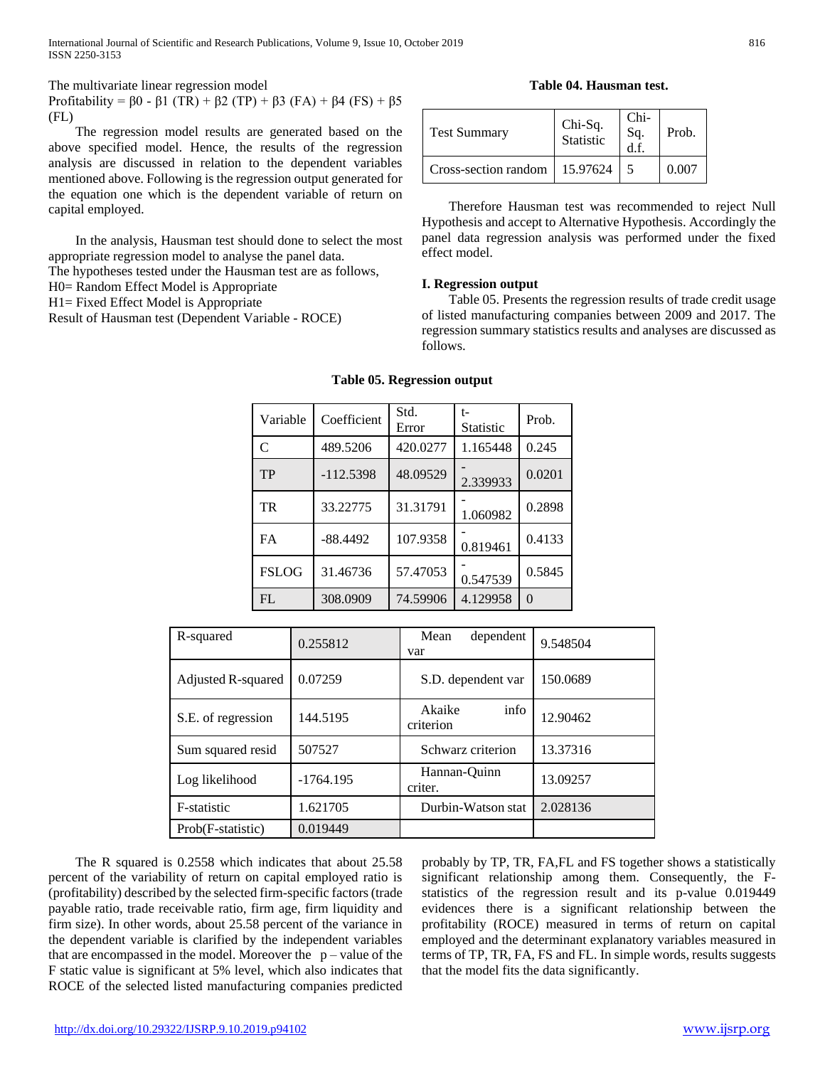The multivariate linear regression model

Profitability = β0 - β1 (TR) + β2 (TP) + β3 (FA) + β4 (FS) + β5 (FL)

The regression model results are generated based on the above specified model. Hence, the results of the regression analysis are discussed in relation to the dependent variables mentioned above. Following is the regression output generated for the equation one which is the dependent variable of return on capital employed.

In the analysis, Hausman test should done to select the most appropriate regression model to analyse the panel data.

The hypotheses tested under the Hausman test are as follows,

H0= Random Effect Model is Appropriate

H1= Fixed Effect Model is Appropriate

Result of Hausman test (Dependent Variable - ROCE)

**Table 04. Hausman test.**

| Test Summary | Chi-Sq. Statistic | Chi-Sq. d.f. | Prob. |
|---|---|---|---|
| Cross-section random | 15.97624 | 5 | 0.007 |

Therefore Hausman test was recommended to reject Null Hypothesis and accept to Alternative Hypothesis. Accordingly the panel data regression analysis was performed under the fixed effect model.

### I. Regression output

Table 05. Presents the regression results of trade credit usage of listed manufacturing companies between 2009 and 2017. The regression summary statistics results and analyses are discussed as follows.

**Table 05. Regression output**

| Variable | Coefficient | Std. Error | t-Statistic | Prob. |
|---|---|---|---|---|
| C | 489.5206 | 420.0277 | 1.165448 | 0.245 |
| TP | -112.5398 | 48.09529 | -2.339933 | 0.0201 |
| TR | 33.22775 | 31.31791 | -1.060982 | 0.2898 |
| FA | -88.4492 | 107.9358 | -0.819461 | 0.4133 |
| FSLOG | 31.46736 | 57.47053 | -0.547539 | 0.5845 |
| FL | 308.0909 | 74.59906 | 4.129958 | 0 |

| | | | |
|---|---|---|---|
| R-squared | 0.255812 | Mean dependent var | 9.548504 |
| Adjusted R-squared | 0.07259 | S.D. dependent var | 150.0689 |
| S.E. of regression | 144.5195 | Akaike info criterion | 12.90462 |
| Sum squared resid | 507527 | Schwarz criterion | 13.37316 |
| Log likelihood | -1764.195 | Hannan-Quinn criter. | 13.09257 |
| F-statistic | 1.621705 | Durbin-Watson stat | 2.028136 |
| Prob(F-statistic) | 0.019449 | | |

The R squared is 0.2558 which indicates that about 25.58 percent of the variability of return on capital employed ratio is (profitability) described by the selected firm-specific factors (trade payable ratio, trade receivable ratio, firm age, firm liquidity and firm size). In other words, about 25.58 percent of the variance in the dependent variable is clarified by the independent variables that are encompassed in the model. Moreover the p – value of the F static value is significant at 5% level, which also indicates that ROCE of the selected listed manufacturing companies predicted probably by TP, TR, FA,FL and FS together shows a statistically significant relationship among them. Consequently, the F-statistics of the regression result and its p-value 0.019449 evidences there is a significant relationship between the profitability (ROCE) measured in terms of return on capital employed and the determinant explanatory variables measured in terms of TP, TR, FA, FS and FL. In simple words, results suggests that the model fits the data significantly.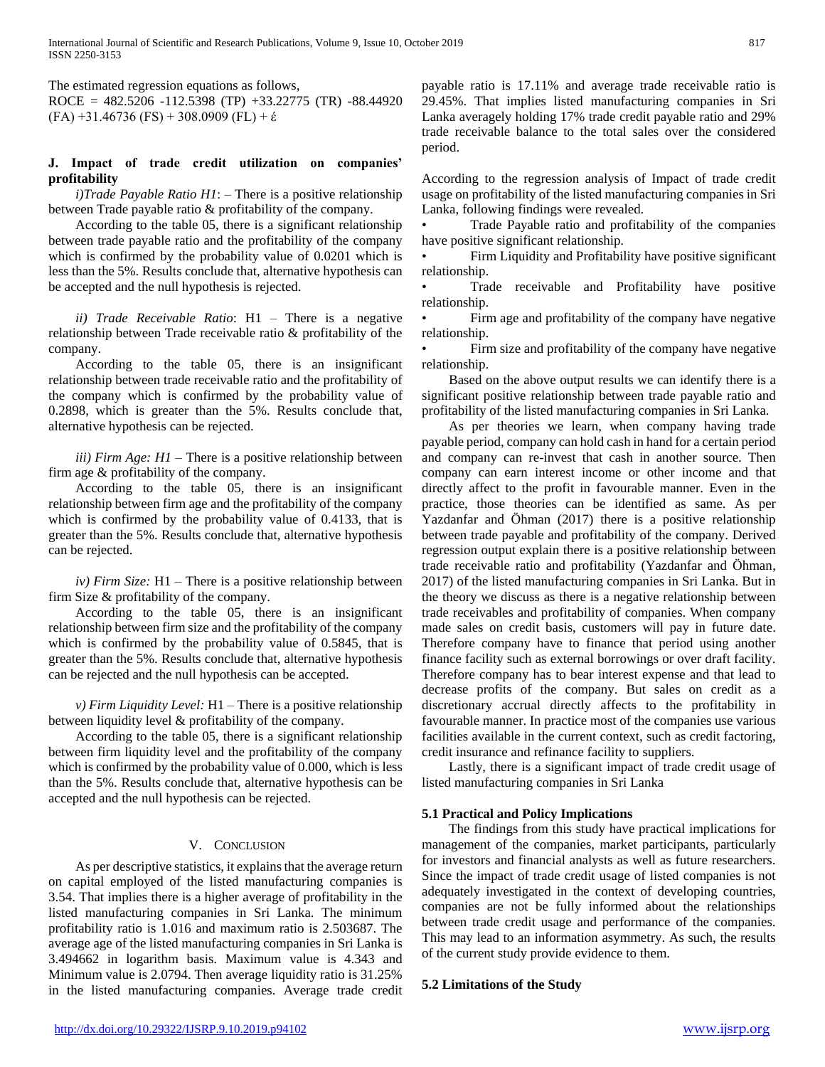The estimated regression equations as follows,

ROCE = 482.5206 -112.5398 (TP) +33.22775 (TR) -88.44920 (FA) +31.46736 (FS) + 308.0909 (FL) + έ

### J. Impact of trade credit utilization on companies' profitability

*i)Trade Payable Ratio H1*: – There is a positive relationship between Trade payable ratio & profitability of the company.

According to the table 05, there is a significant relationship between trade payable ratio and the profitability of the company which is confirmed by the probability value of 0.0201 which is less than the 5%. Results conclude that, alternative hypothesis can be accepted and the null hypothesis is rejected.

*ii) Trade Receivable Ratio*: H1 – There is a negative relationship between Trade receivable ratio & profitability of the company.

According to the table 05, there is an insignificant relationship between trade receivable ratio and the profitability of the company which is confirmed by the probability value of 0.2898, which is greater than the 5%. Results conclude that, alternative hypothesis can be rejected.

*iii) Firm Age: H1* – There is a positive relationship between firm age & profitability of the company.

According to the table 05, there is an insignificant relationship between firm age and the profitability of the company which is confirmed by the probability value of 0.4133, that is greater than the 5%. Results conclude that, alternative hypothesis can be rejected.

*iv) Firm Size:* H1 – There is a positive relationship between firm Size & profitability of the company.

According to the table 05, there is an insignificant relationship between firm size and the profitability of the company which is confirmed by the probability value of 0.5845, that is greater than the 5%. Results conclude that, alternative hypothesis can be rejected and the null hypothesis can be accepted.

*v) Firm Liquidity Level:* H1 – There is a positive relationship between liquidity level & profitability of the company.

According to the table 05, there is a significant relationship between firm liquidity level and the profitability of the company which is confirmed by the probability value of 0.000, which is less than the 5%. Results conclude that, alternative hypothesis can be accepted and the null hypothesis can be rejected.

## V. Conclusion

As per descriptive statistics, it explains that the average return on capital employed of the listed manufacturing companies is 3.54. That implies there is a higher average of profitability in the listed manufacturing companies in Sri Lanka. The minimum profitability ratio is 1.016 and maximum ratio is 2.503687. The average age of the listed manufacturing companies in Sri Lanka is 3.494662 in logarithm basis. Maximum value is 4.343 and Minimum value is 2.0794. Then average liquidity ratio is 31.25% in the listed manufacturing companies. Average trade credit payable ratio is 17.11% and average trade receivable ratio is 29.45%. That implies listed manufacturing companies in Sri Lanka averagely holding 17% trade credit payable ratio and 29% trade receivable balance to the total sales over the considered period.

According to the regression analysis of Impact of trade credit usage on profitability of the listed manufacturing companies in Sri Lanka, following findings were revealed.

- Trade Payable ratio and profitability of the companies have positive significant relationship.
- Firm Liquidity and Profitability have positive significant relationship.
- Trade receivable and Profitability have positive relationship.
- Firm age and profitability of the company have negative relationship.
- Firm size and profitability of the company have negative relationship.

Based on the above output results we can identify there is a significant positive relationship between trade payable ratio and profitability of the listed manufacturing companies in Sri Lanka.

As per theories we learn, when company having trade payable period, company can hold cash in hand for a certain period and company can re-invest that cash in another source. Then company can earn interest income or other income and that directly affect to the profit in favourable manner. Even in the practice, those theories can be identified as same. As per Yazdanfar and Öhman (2017) there is a positive relationship between trade payable and profitability of the company. Derived regression output explain there is a positive relationship between trade receivable ratio and profitability (Yazdanfar and Öhman, 2017) of the listed manufacturing companies in Sri Lanka. But in the theory we discuss as there is a negative relationship between trade receivables and profitability of companies. When company made sales on credit basis, customers will pay in future date. Therefore company have to finance that period using another finance facility such as external borrowings or over draft facility. Therefore company has to bear interest expense and that lead to decrease profits of the company. But sales on credit as a discretionary accrual directly affects to the profitability in favourable manner. In practice most of the companies use various facilities available in the current context, such as credit factoring, credit insurance and refinance facility to suppliers.

Lastly, there is a significant impact of trade credit usage of listed manufacturing companies in Sri Lanka

### 5.1 Practical and Policy Implications

The findings from this study have practical implications for management of the companies, market participants, particularly for investors and financial analysts as well as future researchers. Since the impact of trade credit usage of listed companies is not adequately investigated in the context of developing countries, companies are not be fully informed about the relationships between trade credit usage and performance of the companies. This may lead to an information asymmetry. As such, the results of the current study provide evidence to them.

### 5.2 Limitations of the Study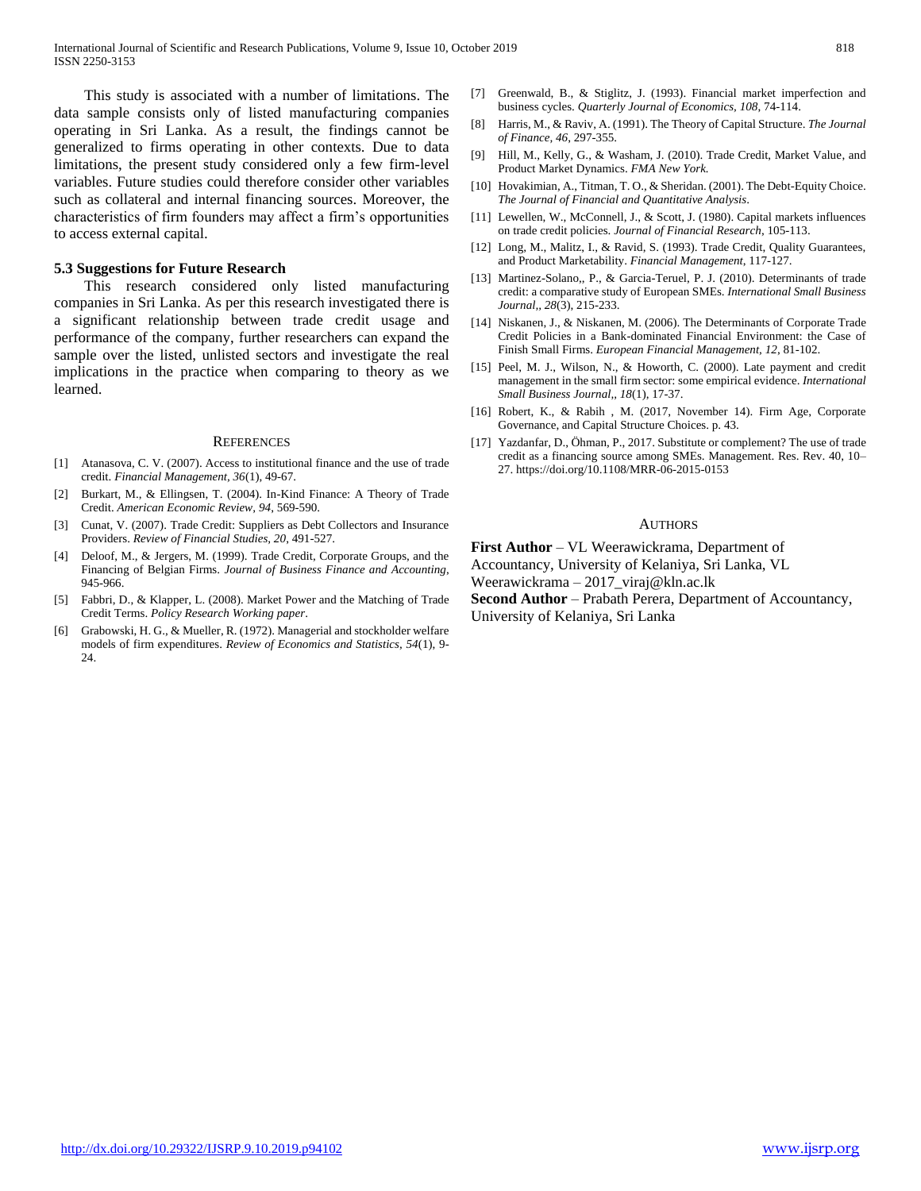This study is associated with a number of limitations. The data sample consists only of listed manufacturing companies operating in Sri Lanka. As a result, the findings cannot be generalized to firms operating in other contexts. Due to data limitations, the present study considered only a few firm-level variables. Future studies could therefore consider other variables such as collateral and internal financing sources. Moreover, the characteristics of firm founders may affect a firm's opportunities to access external capital.

### 5.3 Suggestions for Future Research

This research considered only listed manufacturing companies in Sri Lanka. As per this research investigated there is a significant relationship between trade credit usage and performance of the company, further researchers can expand the sample over the listed, unlisted sectors and investigate the real implications in the practice when comparing to theory as we learned.

## REFERENCES

[1] Atanasova, C. V. (2007). Access to institutional finance and the use of trade credit. *Financial Management, 36*(1), 49-67.

[2] Burkart, M., & Ellingsen, T. (2004). In-Kind Finance: A Theory of Trade Credit. *American Economic Review, 94*, 569-590.

[3] Cunat, V. (2007). Trade Credit: Suppliers as Debt Collectors and Insurance Providers. *Review of Financial Studies, 20*, 491-527.

[4] Deloof, M., & Jergers, M. (1999). Trade Credit, Corporate Groups, and the Financing of Belgian Firms. *Journal of Business Finance and Accounting*, 945-966.

[5] Fabbri, D., & Klapper, L. (2008). Market Power and the Matching of Trade Credit Terms. *Policy Research Working paper*.

[6] Grabowski, H. G., & Mueller, R. (1972). Managerial and stockholder welfare models of firm expenditures. *Review of Economics and Statistics, 54*(1), 9-24.

[7] Greenwald, B., & Stiglitz, J. (1993). Financial market imperfection and business cycles. *Quarterly Journal of Economics, 108*, 74-114.

[8] Harris, M., & Raviv, A. (1991). The Theory of Capital Structure. *The Journal of Finance, 46*, 297-355.

[9] Hill, M., Kelly, G., & Washam, J. (2010). Trade Credit, Market Value, and Product Market Dynamics. *FMA New York.*

[10] Hovakimian, A., Titman, T. O., & Sheridan. (2001). The Debt-Equity Choice. *The Journal of Financial and Quantitative Analysis*.

[11] Lewellen, W., McConnell, J., & Scott, J. (1980). Capital markets influences on trade credit policies. *Journal of Financial Research*, 105-113.

[12] Long, M., Malitz, I., & Ravid, S. (1993). Trade Credit, Quality Guarantees, and Product Marketability. *Financial Management*, 117-127.

[13] Martinez-Solano,, P., & Garcia-Teruel, P. J. (2010). Determinants of trade credit: a comparative study of European SMEs. *International Small Business Journal,, 28*(3), 215-233.

[14] Niskanen, J., & Niskanen, M. (2006). The Determinants of Corporate Trade Credit Policies in a Bank-dominated Financial Environment: the Case of Finish Small Firms. *European Financial Management, 12*, 81-102.

[15] Peel, M. J., Wilson, N., & Howorth, C. (2000). Late payment and credit management in the small firm sector: some empirical evidence. *International Small Business Journal,, 18*(1), 17-37.

[16] Robert, K., & Rabih , M. (2017, November 14). Firm Age, Corporate Governance, and Capital Structure Choices. p. 43.

[17] Yazdanfar, D., Öhman, P., 2017. Substitute or complement? The use of trade credit as a financing source among SMEs. Management. Res. Rev. 40, 10–27. https://doi.org/10.1108/MRR-06-2015-0153

## AUTHORS

**First Author** – VL Weerawickrama, Department of Accountancy, University of Kelaniya, Sri Lanka, VL Weerawickrama – 2017_viraj@kln.ac.lk

**Second Author** – Prabath Perera, Department of Accountancy, University of Kelaniya, Sri Lanka